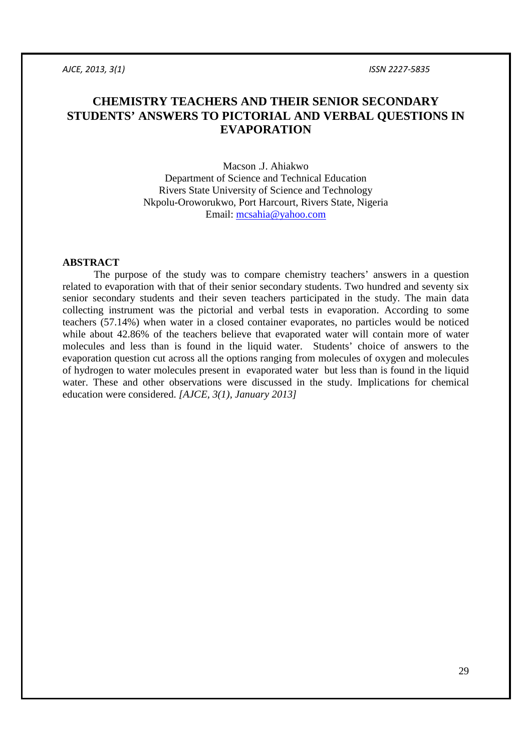# CHEMISTRY TEACHERS AND THEIR SENIOR SECONDARY STUDENTS' ANSWERS TO PICTORIAL AND VERBAL QUESTIONS IN EVAPORATION

Macson .J. Ahiakwo
Department of Science and Technical Education
Rivers State University of Science and Technology
Nkpolu-Oroworukwo, Port Harcourt, Rivers State, Nigeria
Email: mcsahia@yahoo.com

## ABSTRACT

The purpose of the study was to compare chemistry teachers' answers in a question related to evaporation with that of their senior secondary students. Two hundred and seventy six senior secondary students and their seven teachers participated in the study. The main data collecting instrument was the pictorial and verbal tests in evaporation. According to some teachers (57.14%) when water in a closed container evaporates, no particles would be noticed while about 42.86% of the teachers believe that evaporated water will contain more of water molecules and less than is found in the liquid water. Students' choice of answers to the evaporation question cut across all the options ranging from molecules of oxygen and molecules of hydrogen to water molecules present in evaporated water but less than is found in the liquid water. These and other observations were discussed in the study. Implications for chemical education were considered. *[AJCE, 3(1), January 2013]*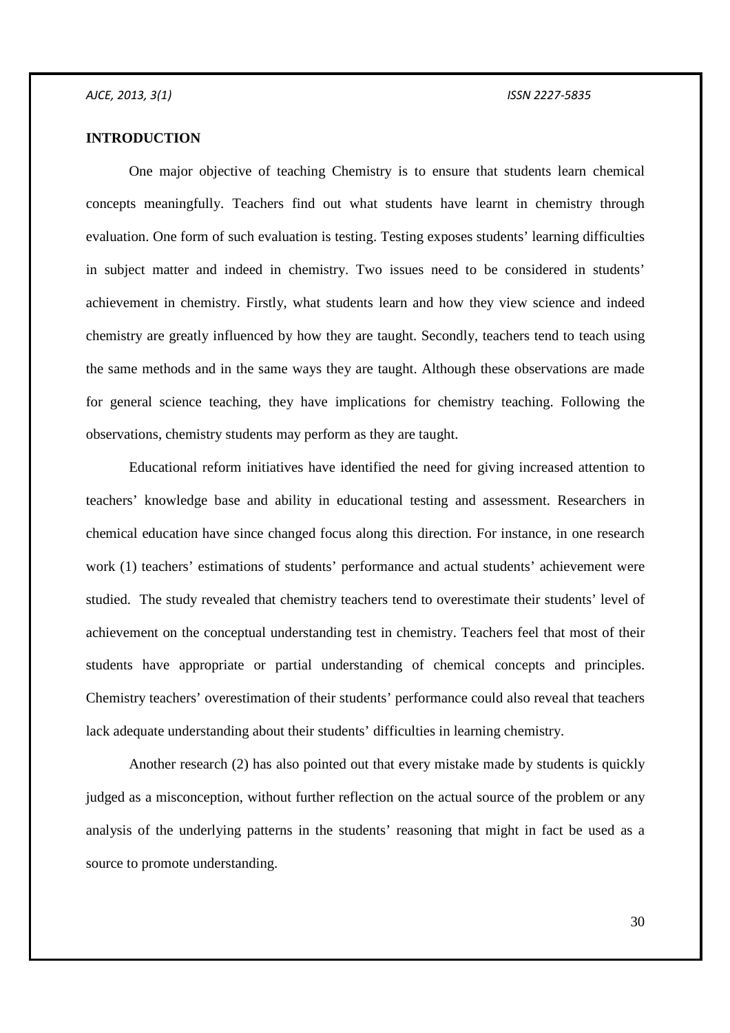## INTRODUCTION

One major objective of teaching Chemistry is to ensure that students learn chemical concepts meaningfully. Teachers find out what students have learnt in chemistry through evaluation. One form of such evaluation is testing. Testing exposes students' learning difficulties in subject matter and indeed in chemistry. Two issues need to be considered in students' achievement in chemistry. Firstly, what students learn and how they view science and indeed chemistry are greatly influenced by how they are taught. Secondly, teachers tend to teach using the same methods and in the same ways they are taught. Although these observations are made for general science teaching, they have implications for chemistry teaching. Following the observations, chemistry students may perform as they are taught.

Educational reform initiatives have identified the need for giving increased attention to teachers' knowledge base and ability in educational testing and assessment. Researchers in chemical education have since changed focus along this direction. For instance, in one research work (1) teachers' estimations of students' performance and actual students' achievement were studied. The study revealed that chemistry teachers tend to overestimate their students' level of achievement on the conceptual understanding test in chemistry. Teachers feel that most of their students have appropriate or partial understanding of chemical concepts and principles. Chemistry teachers' overestimation of their students' performance could also reveal that teachers lack adequate understanding about their students' difficulties in learning chemistry.

Another research (2) has also pointed out that every mistake made by students is quickly judged as a misconception, without further reflection on the actual source of the problem or any analysis of the underlying patterns in the students' reasoning that might in fact be used as a source to promote understanding.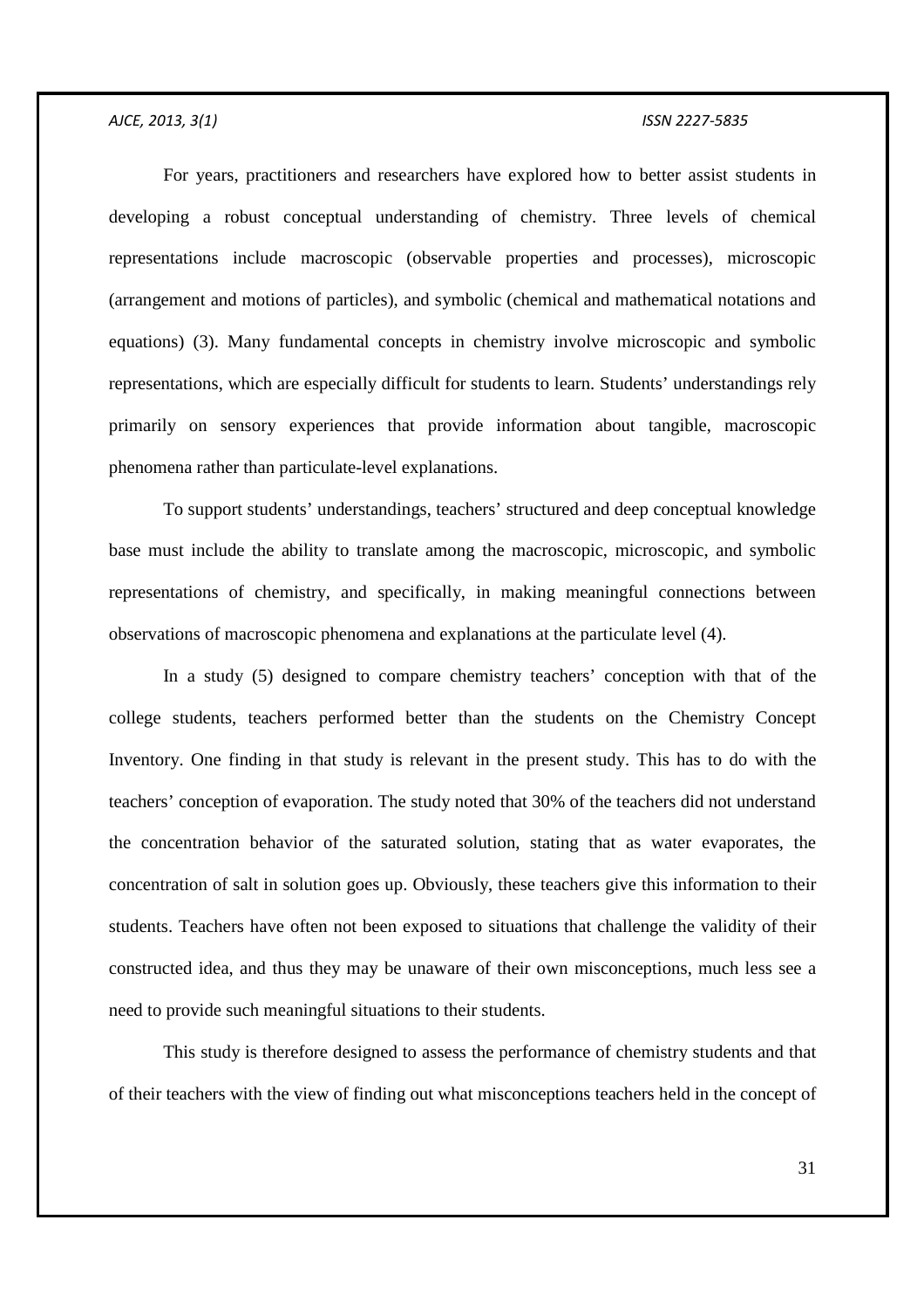For years, practitioners and researchers have explored how to better assist students in developing a robust conceptual understanding of chemistry. Three levels of chemical representations include macroscopic (observable properties and processes), microscopic (arrangement and motions of particles), and symbolic (chemical and mathematical notations and equations) (3). Many fundamental concepts in chemistry involve microscopic and symbolic representations, which are especially difficult for students to learn. Students' understandings rely primarily on sensory experiences that provide information about tangible, macroscopic phenomena rather than particulate-level explanations.

To support students' understandings, teachers' structured and deep conceptual knowledge base must include the ability to translate among the macroscopic, microscopic, and symbolic representations of chemistry, and specifically, in making meaningful connections between observations of macroscopic phenomena and explanations at the particulate level (4).

In a study (5) designed to compare chemistry teachers' conception with that of the college students, teachers performed better than the students on the Chemistry Concept Inventory. One finding in that study is relevant in the present study. This has to do with the teachers' conception of evaporation. The study noted that 30% of the teachers did not understand the concentration behavior of the saturated solution, stating that as water evaporates, the concentration of salt in solution goes up. Obviously, these teachers give this information to their students. Teachers have often not been exposed to situations that challenge the validity of their constructed idea, and thus they may be unaware of their own misconceptions, much less see a need to provide such meaningful situations to their students.

This study is therefore designed to assess the performance of chemistry students and that of their teachers with the view of finding out what misconceptions teachers held in the concept of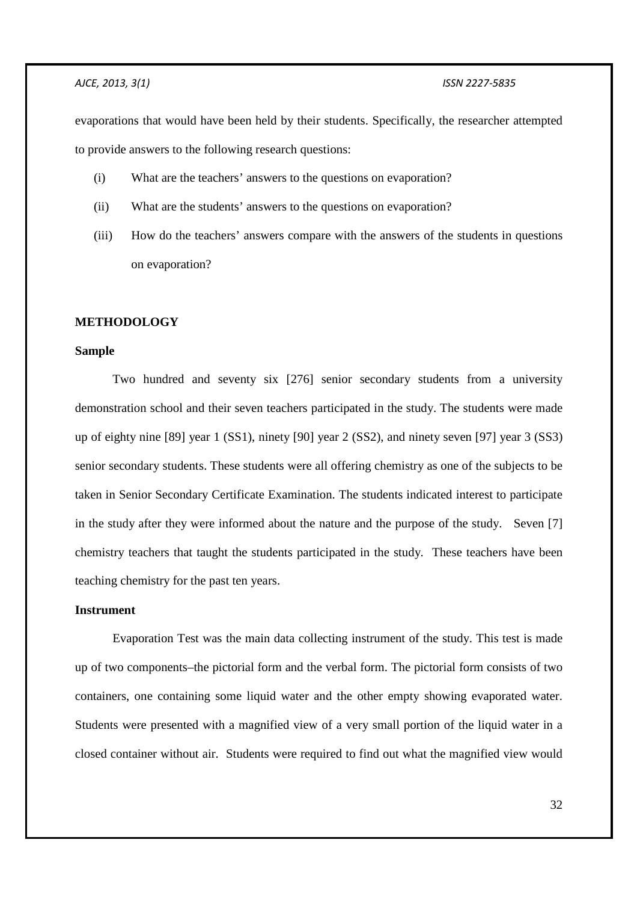evaporations that would have been held by their students. Specifically, the researcher attempted to provide answers to the following research questions:

(i) What are the teachers' answers to the questions on evaporation?

(ii) What are the students' answers to the questions on evaporation?

(iii) How do the teachers' answers compare with the answers of the students in questions on evaporation?

## METHODOLOGY

### Sample

Two hundred and seventy six [276] senior secondary students from a university demonstration school and their seven teachers participated in the study. The students were made up of eighty nine [89] year 1 (SS1), ninety [90] year 2 (SS2), and ninety seven [97] year 3 (SS3) senior secondary students. These students were all offering chemistry as one of the subjects to be taken in Senior Secondary Certificate Examination. The students indicated interest to participate in the study after they were informed about the nature and the purpose of the study. Seven [7] chemistry teachers that taught the students participated in the study. These teachers have been teaching chemistry for the past ten years.

### Instrument

Evaporation Test was the main data collecting instrument of the study. This test is made up of two components–the pictorial form and the verbal form. The pictorial form consists of two containers, one containing some liquid water and the other empty showing evaporated water. Students were presented with a magnified view of a very small portion of the liquid water in a closed container without air. Students were required to find out what the magnified view would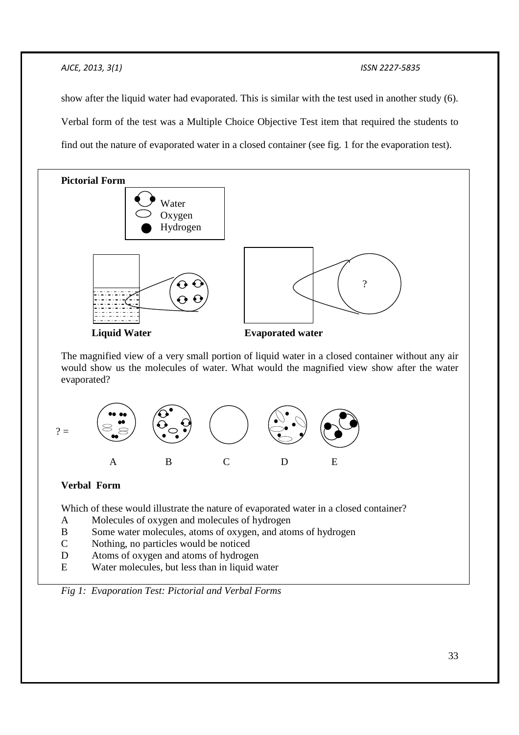show after the liquid water had evaporated. This is similar with the test used in another study (6). Verbal form of the test was a Multiple Choice Objective Test item that required the students to find out the nature of evaporated water in a closed container (see fig. 1 for the evaporation test).

**Pictorial Form**

Water
Oxygen
Hydrogen

?

**Liquid Water** **Evaporated water**

The magnified view of a very small portion of liquid water in a closed container without any air would show us the molecules of water. What would the magnified view show after the water evaporated?

? = A B C D E

**Verbal Form**

Which of these would illustrate the nature of evaporated water in a closed container?

- A Molecules of oxygen and molecules of hydrogen
- B Some water molecules, atoms of oxygen, and atoms of hydrogen
- C Nothing, no particles would be noticed
- D Atoms of oxygen and atoms of hydrogen
- E Water molecules, but less than in liquid water

*Fig 1: Evaporation Test: Pictorial and Verbal Forms*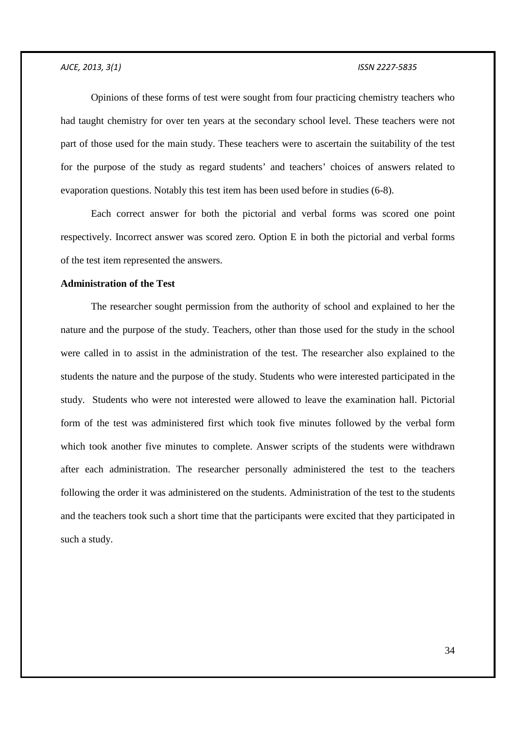Opinions of these forms of test were sought from four practicing chemistry teachers who had taught chemistry for over ten years at the secondary school level. These teachers were not part of those used for the main study. These teachers were to ascertain the suitability of the test for the purpose of the study as regard students' and teachers' choices of answers related to evaporation questions. Notably this test item has been used before in studies (6-8).

Each correct answer for both the pictorial and verbal forms was scored one point respectively. Incorrect answer was scored zero. Option E in both the pictorial and verbal forms of the test item represented the answers.

**Administration of the Test**

The researcher sought permission from the authority of school and explained to her the nature and the purpose of the study. Teachers, other than those used for the study in the school were called in to assist in the administration of the test. The researcher also explained to the students the nature and the purpose of the study. Students who were interested participated in the study. Students who were not interested were allowed to leave the examination hall. Pictorial form of the test was administered first which took five minutes followed by the verbal form which took another five minutes to complete. Answer scripts of the students were withdrawn after each administration. The researcher personally administered the test to the teachers following the order it was administered on the students. Administration of the test to the students and the teachers took such a short time that the participants were excited that they participated in such a study.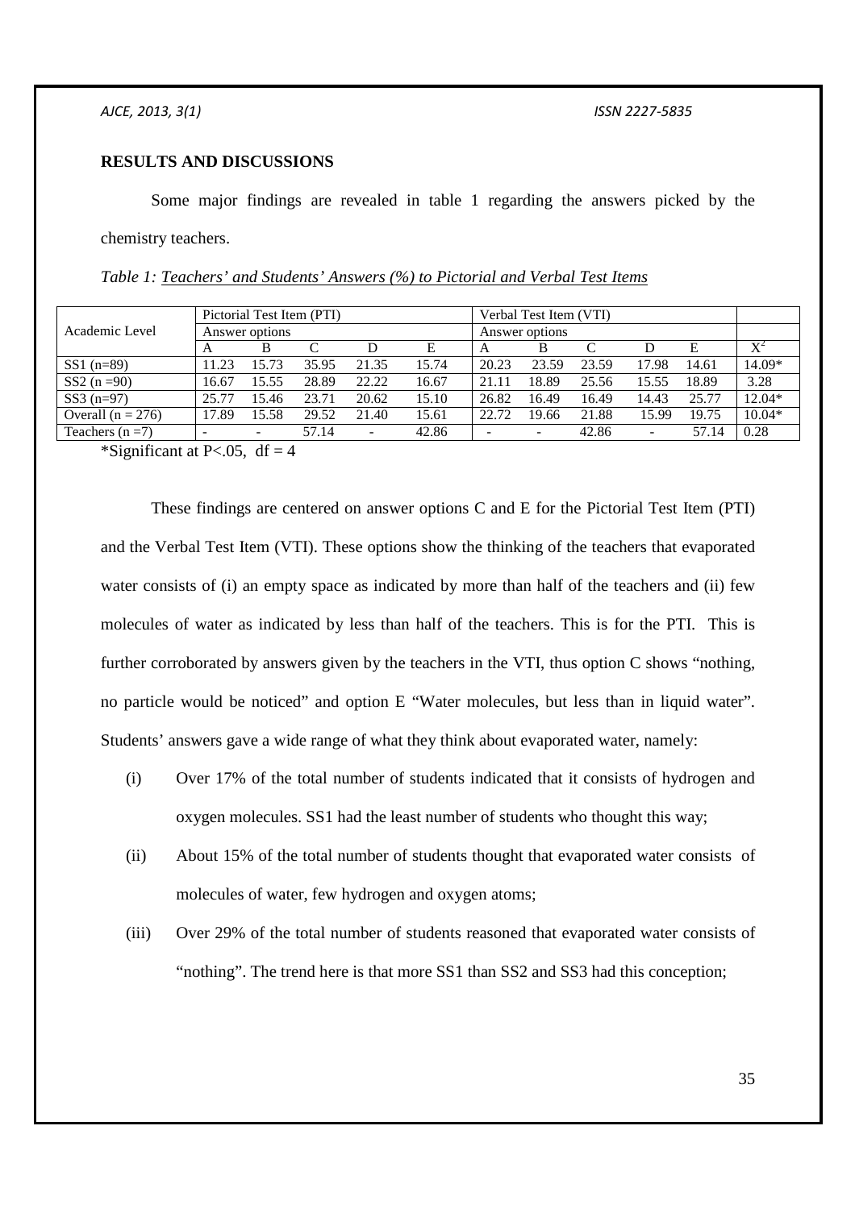## RESULTS AND DISCUSSIONS

Some major findings are revealed in table 1 regarding the answers picked by the chemistry teachers.

*Table 1: Teachers' and Students' Answers (%) to Pictorial and Verbal Test Items*

| Academic Level | Pictorial Test Item (PTI) | | | | | Verbal Test Item (VTI) | | | | | |
|---|---|---|---|---|---|---|---|---|---|---|---|
| | Answer options | | | | | Answer options | | | | | |
| | A | B | C | D | E | A | B | C | D | E | $X^2$ |
| SS1 (n=89) | 11.23 | 15.73 | 35.95 | 21.35 | 15.74 | 20.23 | 23.59 | 23.59 | 17.98 | 14.61 | 14.09* |
| SS2 (n =90) | 16.67 | 15.55 | 28.89 | 22.22 | 16.67 | 21.11 | 18.89 | 25.56 | 15.55 | 18.89 | 3.28 |
| SS3 (n=97) | 25.77 | 15.46 | 23.71 | 20.62 | 15.10 | 26.82 | 16.49 | 16.49 | 14.43 | 25.77 | 12.04* |
| Overall (n = 276) | 17.89 | 15.58 | 29.52 | 21.40 | 15.61 | 22.72 | 19.66 | 21.88 | 15.99 | 19.75 | 10.04* |
| Teachers (n =7) | - | - | 57.14 | - | 42.86 | - | - | 42.86 | - | 57.14 | 0.28 |

*Significant at $P<.05$, $df = 4$

These findings are centered on answer options C and E for the Pictorial Test Item (PTI) and the Verbal Test Item (VTI). These options show the thinking of the teachers that evaporated water consists of (i) an empty space as indicated by more than half of the teachers and (ii) few molecules of water as indicated by less than half of the teachers. This is for the PTI. This is further corroborated by answers given by the teachers in the VTI, thus option C shows "nothing, no particle would be noticed" and option E "Water molecules, but less than in liquid water". Students' answers gave a wide range of what they think about evaporated water, namely:

(i) Over 17% of the total number of students indicated that it consists of hydrogen and oxygen molecules. SS1 had the least number of students who thought this way;

(ii) About 15% of the total number of students thought that evaporated water consists of molecules of water, few hydrogen and oxygen atoms;

(iii) Over 29% of the total number of students reasoned that evaporated water consists of "nothing". The trend here is that more SS1 than SS2 and SS3 had this conception;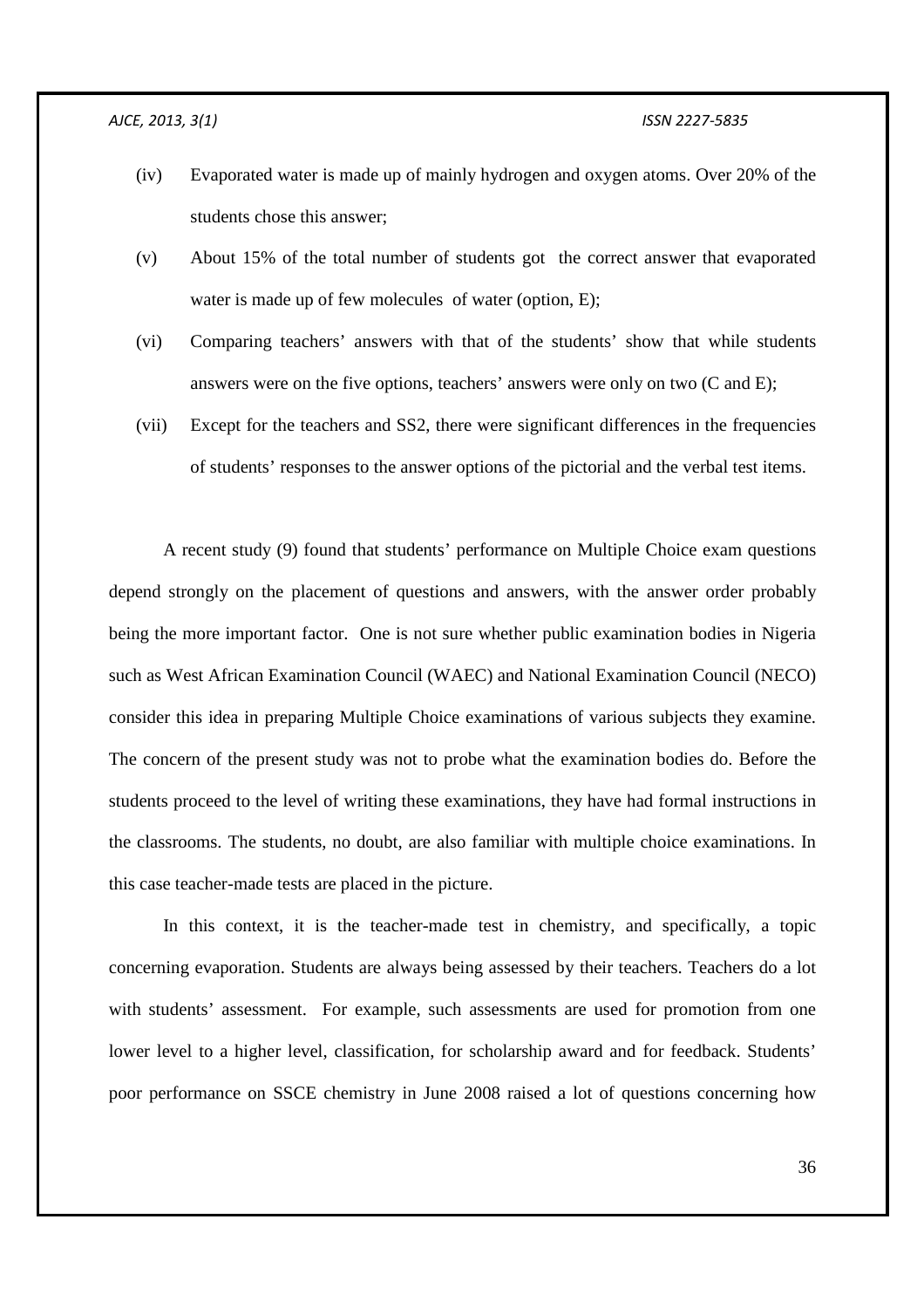(iv) Evaporated water is made up of mainly hydrogen and oxygen atoms. Over 20% of the students chose this answer;

(v) About 15% of the total number of students got the correct answer that evaporated water is made up of few molecules of water (option, E);

(vi) Comparing teachers' answers with that of the students' show that while students answers were on the five options, teachers' answers were only on two (C and E);

(vii) Except for the teachers and SS2, there were significant differences in the frequencies of students' responses to the answer options of the pictorial and the verbal test items.

A recent study (9) found that students' performance on Multiple Choice exam questions depend strongly on the placement of questions and answers, with the answer order probably being the more important factor. One is not sure whether public examination bodies in Nigeria such as West African Examination Council (WAEC) and National Examination Council (NECO) consider this idea in preparing Multiple Choice examinations of various subjects they examine. The concern of the present study was not to probe what the examination bodies do. Before the students proceed to the level of writing these examinations, they have had formal instructions in the classrooms. The students, no doubt, are also familiar with multiple choice examinations. In this case teacher-made tests are placed in the picture.

In this context, it is the teacher-made test in chemistry, and specifically, a topic concerning evaporation. Students are always being assessed by their teachers. Teachers do a lot with students' assessment. For example, such assessments are used for promotion from one lower level to a higher level, classification, for scholarship award and for feedback. Students' poor performance on SSCE chemistry in June 2008 raised a lot of questions concerning how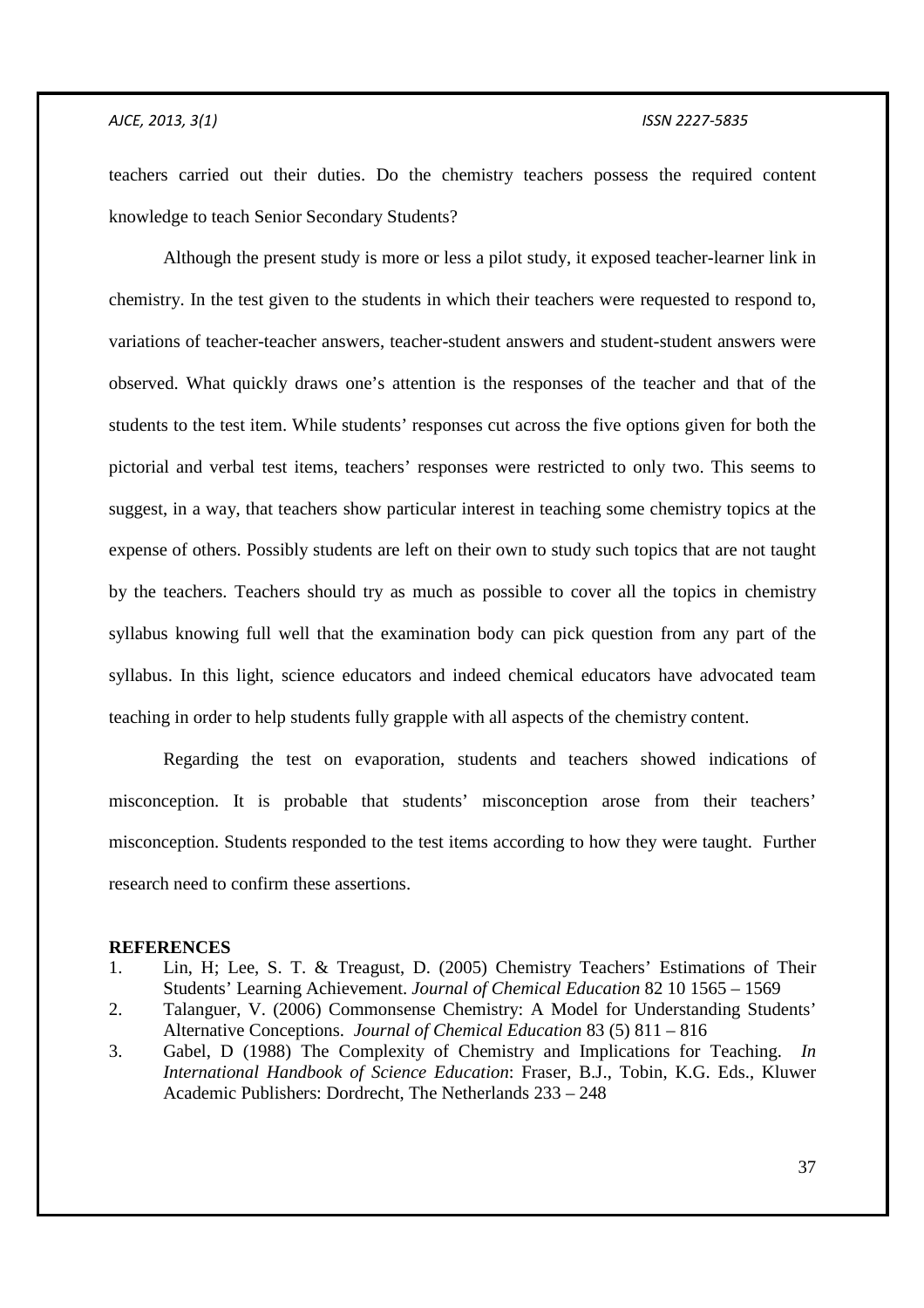teachers carried out their duties. Do the chemistry teachers possess the required content knowledge to teach Senior Secondary Students?

Although the present study is more or less a pilot study, it exposed teacher-learner link in chemistry. In the test given to the students in which their teachers were requested to respond to, variations of teacher-teacher answers, teacher-student answers and student-student answers were observed. What quickly draws one's attention is the responses of the teacher and that of the students to the test item. While students' responses cut across the five options given for both the pictorial and verbal test items, teachers' responses were restricted to only two. This seems to suggest, in a way, that teachers show particular interest in teaching some chemistry topics at the expense of others. Possibly students are left on their own to study such topics that are not taught by the teachers. Teachers should try as much as possible to cover all the topics in chemistry syllabus knowing full well that the examination body can pick question from any part of the syllabus. In this light, science educators and indeed chemical educators have advocated team teaching in order to help students fully grapple with all aspects of the chemistry content.

Regarding the test on evaporation, students and teachers showed indications of misconception. It is probable that students' misconception arose from their teachers' misconception. Students responded to the test items according to how they were taught. Further research need to confirm these assertions.

## REFERENCES

1. Lin, H; Lee, S. T. & Treagust, D. (2005) Chemistry Teachers' Estimations of Their Students' Learning Achievement. *Journal of Chemical Education* 82 10 1565 – 1569
2. Talanguer, V. (2006) Commonsense Chemistry: A Model for Understanding Students' Alternative Conceptions. *Journal of Chemical Education* 83 (5) 811 – 816
3. Gabel, D (1988) The Complexity of Chemistry and Implications for Teaching. *In International Handbook of Science Education*: Fraser, B.J., Tobin, K.G. Eds., Kluwer Academic Publishers: Dordrecht, The Netherlands 233 – 248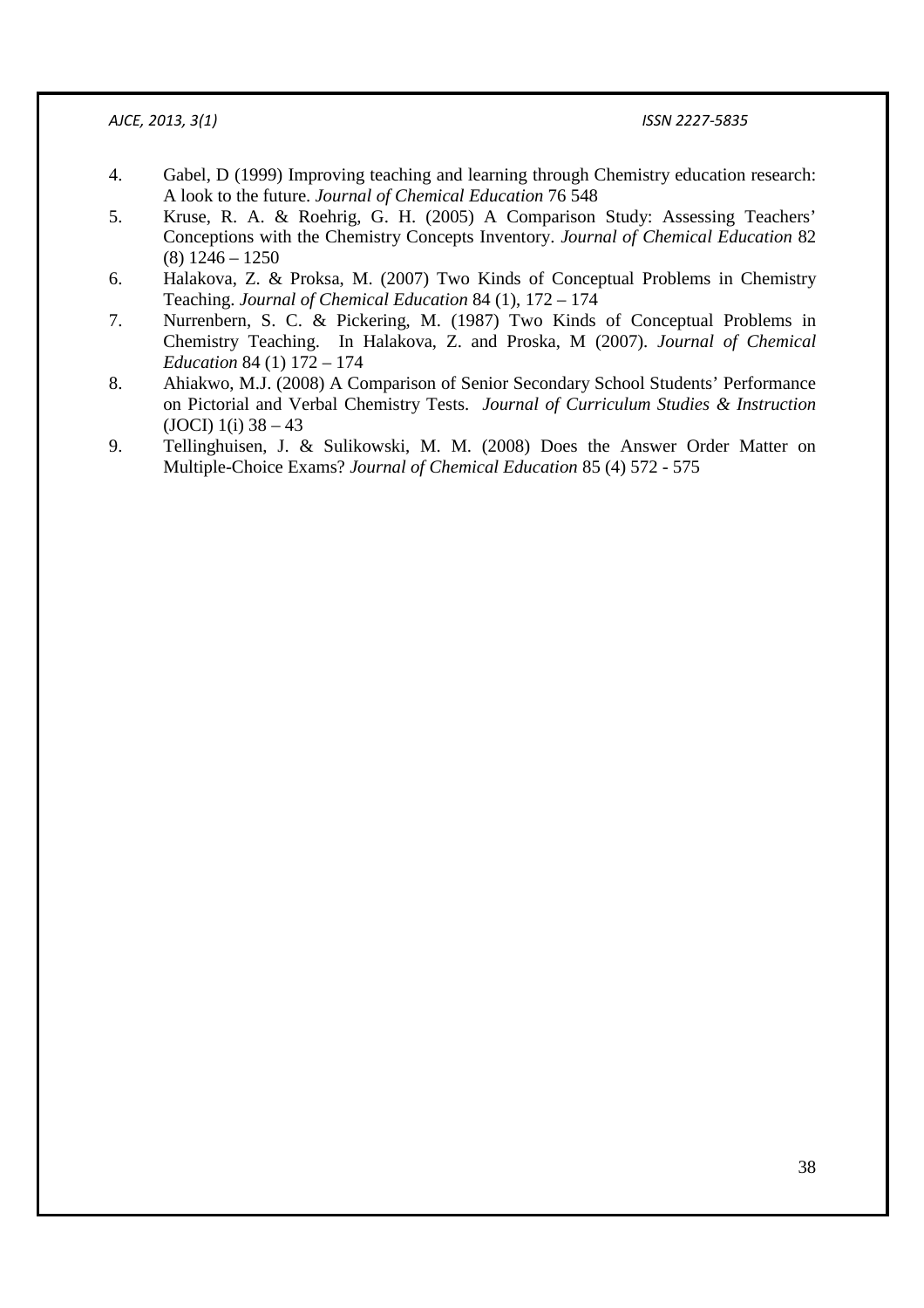4. Gabel, D (1999) Improving teaching and learning through Chemistry education research: A look to the future. *Journal of Chemical Education* 76 548
5. Kruse, R. A. & Roehrig, G. H. (2005) A Comparison Study: Assessing Teachers' Conceptions with the Chemistry Concepts Inventory. *Journal of Chemical Education* 82 (8) 1246 – 1250
6. Halakova, Z. & Proksa, M. (2007) Two Kinds of Conceptual Problems in Chemistry Teaching. *Journal of Chemical Education* 84 (1), 172 – 174
7. Nurrenbern, S. C. & Pickering, M. (1987) Two Kinds of Conceptual Problems in Chemistry Teaching. In Halakova, Z. and Proska, M (2007). *Journal of Chemical Education* 84 (1) 172 – 174
8. Ahiakwo, M.J. (2008) A Comparison of Senior Secondary School Students' Performance on Pictorial and Verbal Chemistry Tests. *Journal of Curriculum Studies & Instruction* (JOCI) 1(i) 38 – 43
9. Tellinghuisen, J. & Sulikowski, M. M. (2008) Does the Answer Order Matter on Multiple-Choice Exams? *Journal of Chemical Education* 85 (4) 572 - 575